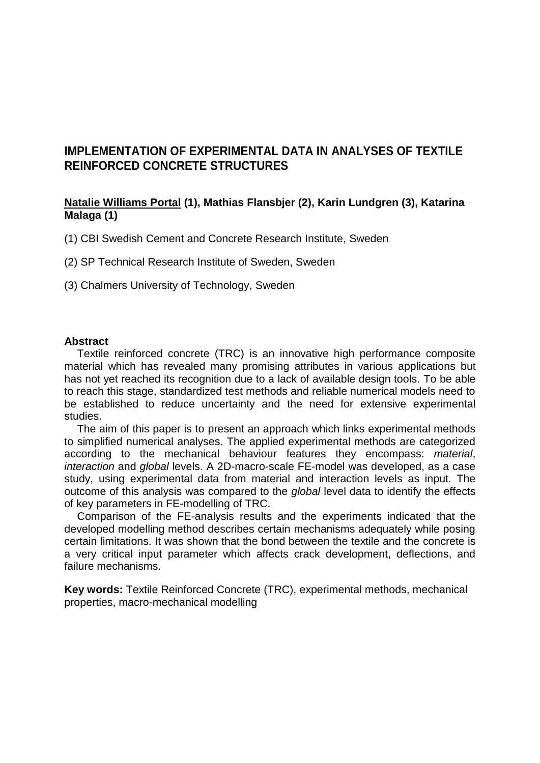# IMPLEMENTATION OF EXPERIMENTAL DATA IN ANALYSES OF TEXTILE REINFORCED CONCRETE STRUCTURES

**Natalie Williams Portal (1), Mathias Flansbjer (2), Karin Lundgren (3), Katarina Malaga (1)**

(1) CBI Swedish Cement and Concrete Research Institute, Sweden

(2) SP Technical Research Institute of Sweden, Sweden

(3) Chalmers University of Technology, Sweden

## Abstract

Textile reinforced concrete (TRC) is an innovative high performance composite material which has revealed many promising attributes in various applications but has not yet reached its recognition due to a lack of available design tools. To be able to reach this stage, standardized test methods and reliable numerical models need to be established to reduce uncertainty and the need for extensive experimental studies.

The aim of this paper is to present an approach which links experimental methods to simplified numerical analyses. The applied experimental methods are categorized according to the mechanical behaviour features they encompass: *material*, *interaction* and *global* levels. A 2D-macro-scale FE-model was developed, as a case study, using experimental data from material and interaction levels as input. The outcome of this analysis was compared to the *global* level data to identify the effects of key parameters in FE-modelling of TRC.

Comparison of the FE-analysis results and the experiments indicated that the developed modelling method describes certain mechanisms adequately while posing certain limitations. It was shown that the bond between the textile and the concrete is a very critical input parameter which affects crack development, deflections, and failure mechanisms.

**Key words:** Textile Reinforced Concrete (TRC), experimental methods, mechanical properties, macro-mechanical modelling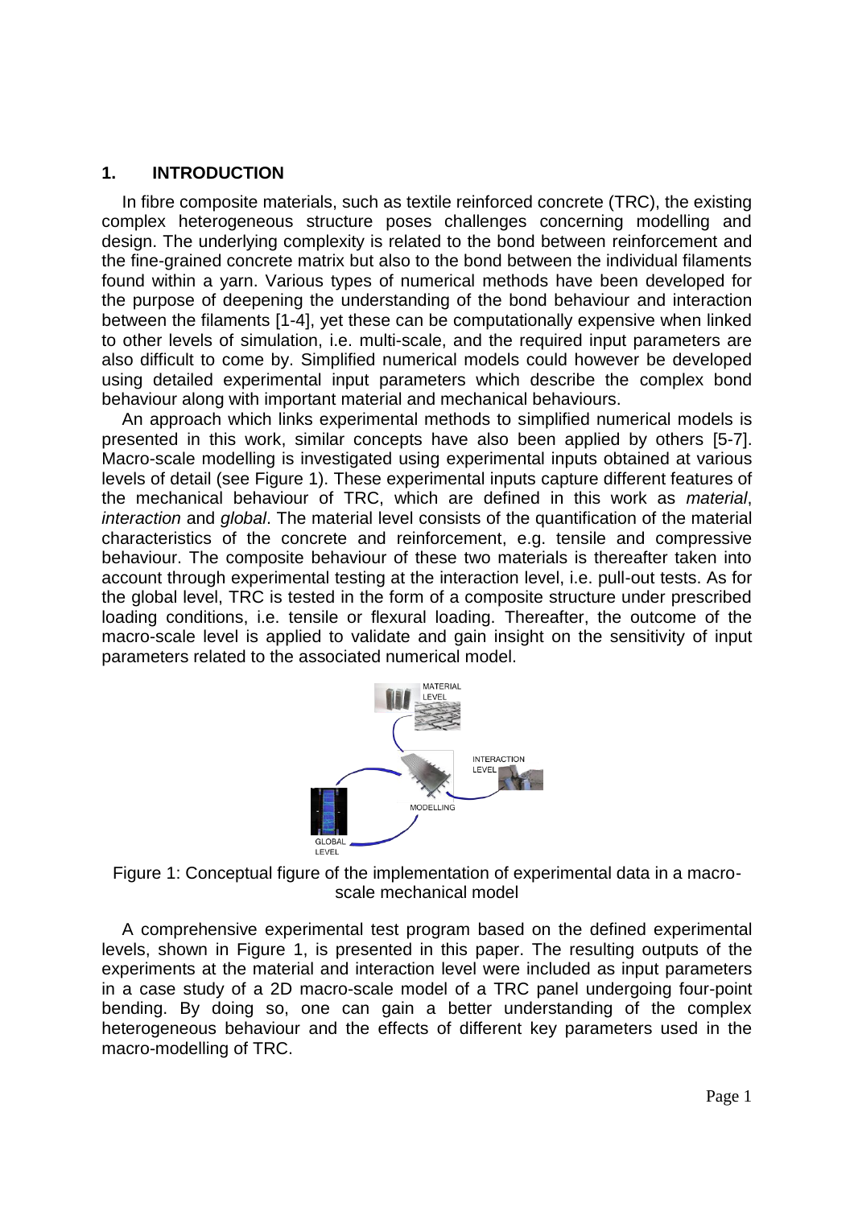## 1. INTRODUCTION

In fibre composite materials, such as textile reinforced concrete (TRC), the existing complex heterogeneous structure poses challenges concerning modelling and design. The underlying complexity is related to the bond between reinforcement and the fine-grained concrete matrix but also to the bond between the individual filaments found within a yarn. Various types of numerical methods have been developed for the purpose of deepening the understanding of the bond behaviour and interaction between the filaments [1-4], yet these can be computationally expensive when linked to other levels of simulation, i.e. multi-scale, and the required input parameters are also difficult to come by. Simplified numerical models could however be developed using detailed experimental input parameters which describe the complex bond behaviour along with important material and mechanical behaviours.

An approach which links experimental methods to simplified numerical models is presented in this work, similar concepts have also been applied by others [5-7]. Macro-scale modelling is investigated using experimental inputs obtained at various levels of detail (see Figure 1). These experimental inputs capture different features of the mechanical behaviour of TRC, which are defined in this work as *material*, *interaction* and *global*. The material level consists of the quantification of the material characteristics of the concrete and reinforcement, e.g. tensile and compressive behaviour. The composite behaviour of these two materials is thereafter taken into account through experimental testing at the interaction level, i.e. pull-out tests. As for the global level, TRC is tested in the form of a composite structure under prescribed loading conditions, i.e. tensile or flexural loading. Thereafter, the outcome of the macro-scale level is applied to validate and gain insight on the sensitivity of input parameters related to the associated numerical model.

Figure 1: Conceptual figure of the implementation of experimental data in a macro-scale mechanical model

A comprehensive experimental test program based on the defined experimental levels, shown in Figure 1, is presented in this paper. The resulting outputs of the experiments at the material and interaction level were included as input parameters in a case study of a 2D macro-scale model of a TRC panel undergoing four-point bending. By doing so, one can gain a better understanding of the complex heterogeneous behaviour and the effects of different key parameters used in the macro-modelling of TRC.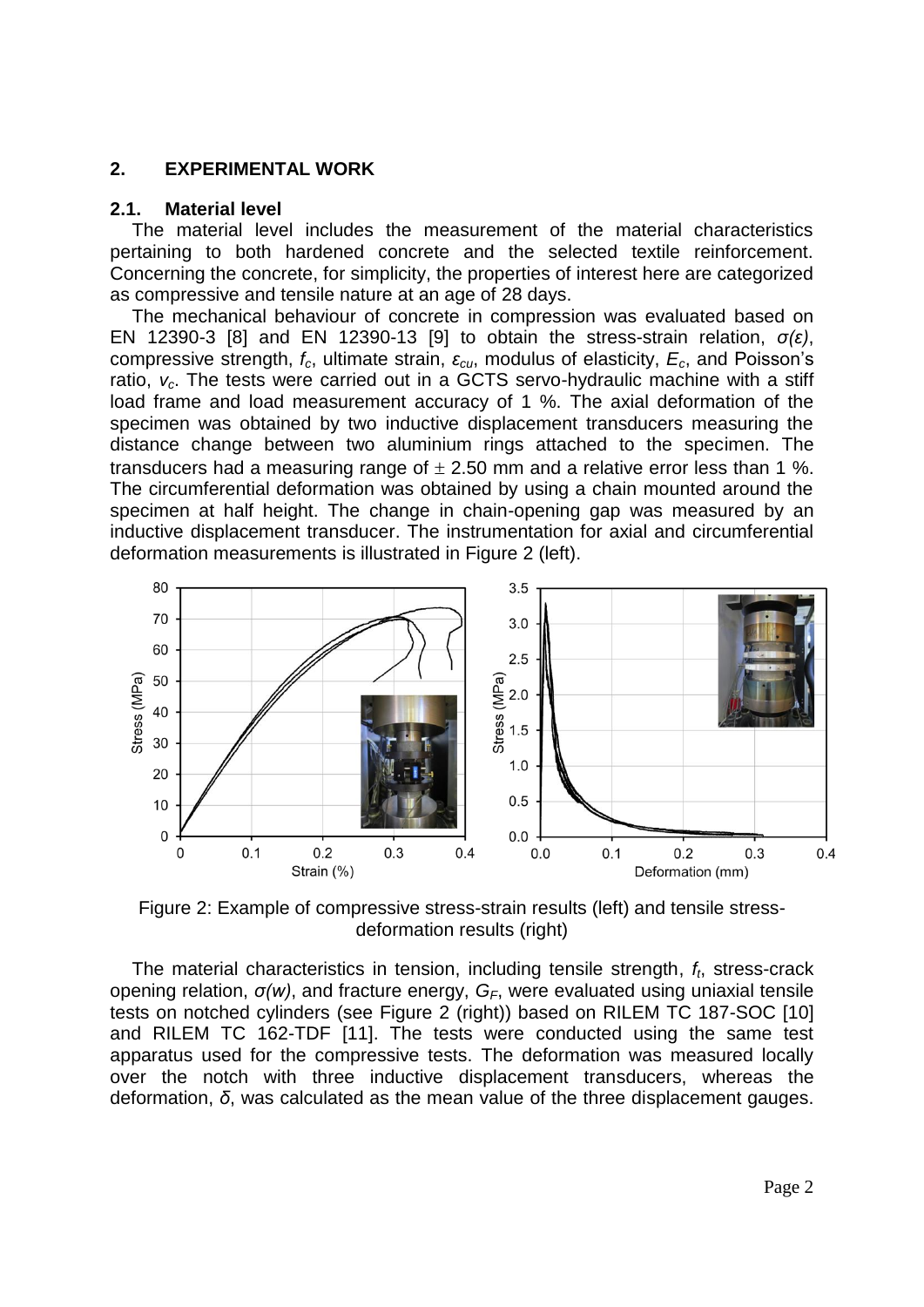## 2. EXPERIMENTAL WORK

### 2.1. Material level

The material level includes the measurement of the material characteristics pertaining to both hardened concrete and the selected textile reinforcement. Concerning the concrete, for simplicity, the properties of interest here are categorized as compressive and tensile nature at an age of 28 days.

The mechanical behaviour of concrete in compression was evaluated based on EN 12390-3 [8] and EN 12390-13 [9] to obtain the stress-strain relation, $\sigma(\varepsilon)$, compressive strength, $f_c$, ultimate strain, $\varepsilon_{cu}$, modulus of elasticity, $E_c$, and Poisson's ratio, $v_c$. The tests were carried out in a GCTS servo-hydraulic machine with a stiff load frame and load measurement accuracy of 1 %. The axial deformation of the specimen was obtained by two inductive displacement transducers measuring the distance change between two aluminium rings attached to the specimen. The transducers had a measuring range of $\pm$ 2.50 mm and a relative error less than 1 %. The circumferential deformation was obtained by using a chain mounted around the specimen at half height. The change in chain-opening gap was measured by an inductive displacement transducer. The instrumentation for axial and circumferential deformation measurements is illustrated in Figure 2 (left).

Figure 2: Example of compressive stress-strain results (left) and tensile stress-deformation results (right)

The material characteristics in tension, including tensile strength, $f_t$, stress-crack opening relation, $\sigma(w)$, and fracture energy, $G_F$, were evaluated using uniaxial tensile tests on notched cylinders (see Figure 2 (right)) based on RILEM TC 187-SOC [10] and RILEM TC 162-TDF [11]. The tests were conducted using the same test apparatus used for the compressive tests. The deformation was measured locally over the notch with three inductive displacement transducers, whereas the deformation, $\delta$, was calculated as the mean value of the three displacement gauges.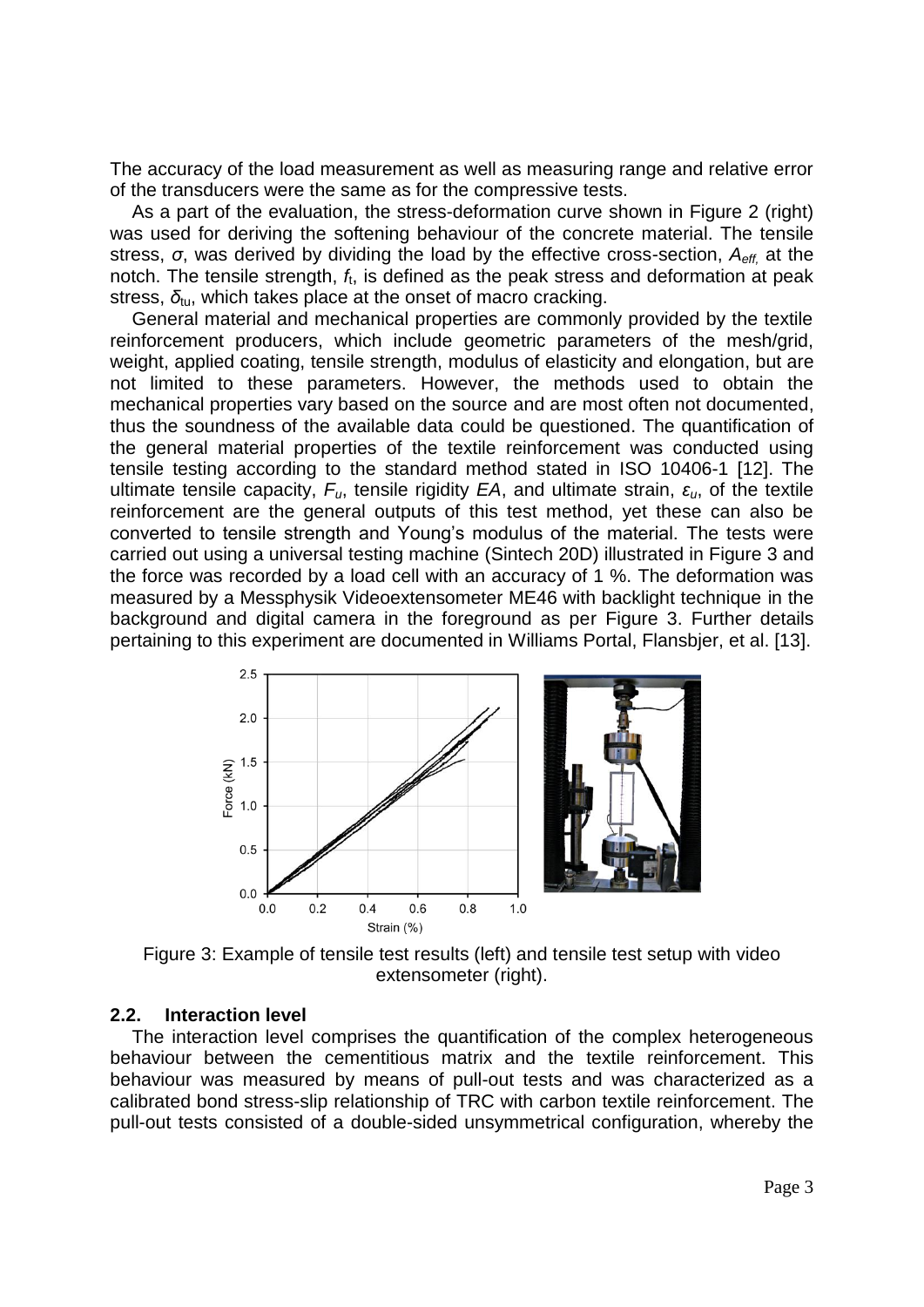The accuracy of the load measurement as well as measuring range and relative error of the transducers were the same as for the compressive tests.

As a part of the evaluation, the stress-deformation curve shown in Figure 2 (right) was used for deriving the softening behaviour of the concrete material. The tensile stress, $\sigma$, was derived by dividing the load by the effective cross-section, $A_{eff,}$ at the notch. The tensile strength, $f_t$, is defined as the peak stress and deformation at peak stress, $\delta_{tu}$, which takes place at the onset of macro cracking.

General material and mechanical properties are commonly provided by the textile reinforcement producers, which include geometric parameters of the mesh/grid, weight, applied coating, tensile strength, modulus of elasticity and elongation, but are not limited to these parameters. However, the methods used to obtain the mechanical properties vary based on the source and are most often not documented, thus the soundness of the available data could be questioned. The quantification of the general material properties of the textile reinforcement was conducted using tensile testing according to the standard method stated in ISO 10406-1 [12]. The ultimate tensile capacity, $F_u$, tensile rigidity $EA$, and ultimate strain, $\varepsilon_u$, of the textile reinforcement are the general outputs of this test method, yet these can also be converted to tensile strength and Young's modulus of the material. The tests were carried out using a universal testing machine (Sintech 20D) illustrated in Figure 3 and the force was recorded by a load cell with an accuracy of 1 %. The deformation was measured by a Messphysik Videoextensometer ME46 with backlight technique in the background and digital camera in the foreground as per Figure 3. Further details pertaining to this experiment are documented in Williams Portal, Flansbjer, et al. [13].

Figure 3: Example of tensile test results (left) and tensile test setup with video extensometer (right).

### 2.2. Interaction level

The interaction level comprises the quantification of the complex heterogeneous behaviour between the cementitious matrix and the textile reinforcement. This behaviour was measured by means of pull-out tests and was characterized as a calibrated bond stress-slip relationship of TRC with carbon textile reinforcement. The pull-out tests consisted of a double-sided unsymmetrical configuration, whereby the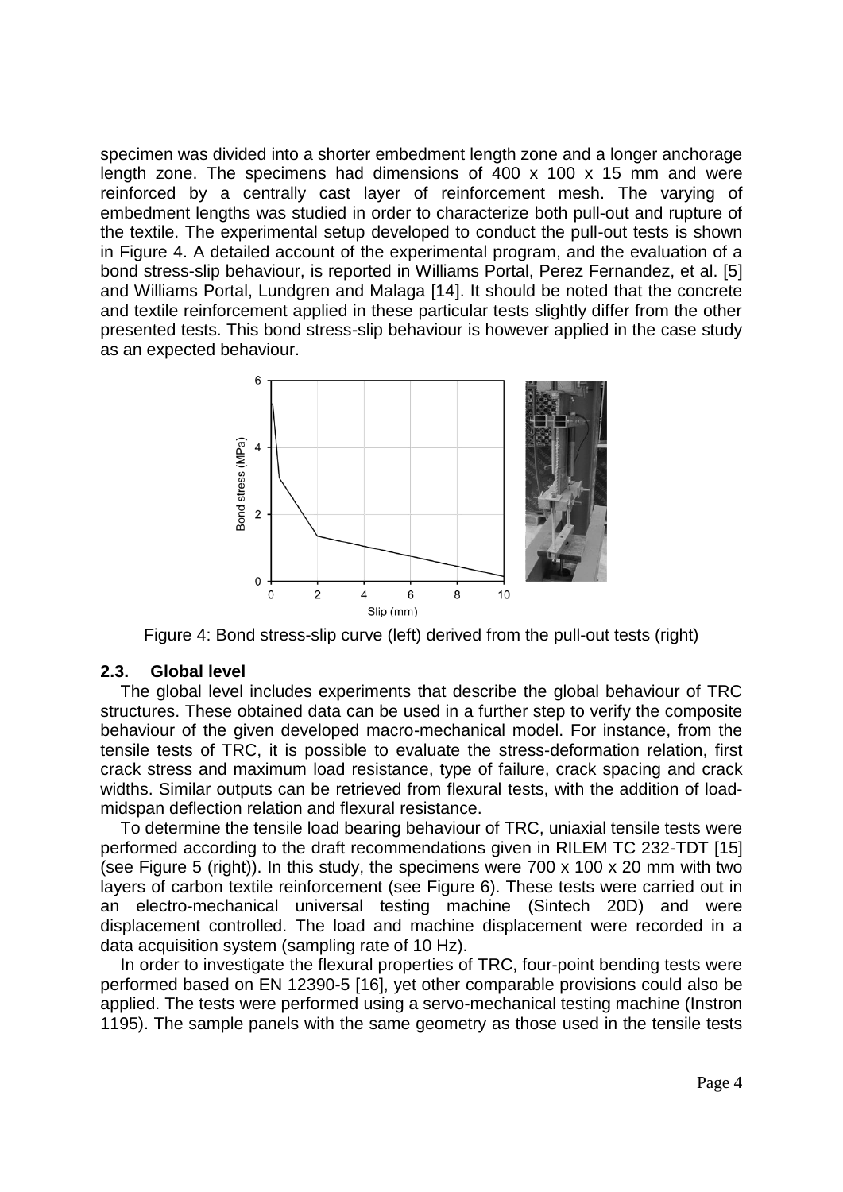specimen was divided into a shorter embedment length zone and a longer anchorage length zone. The specimens had dimensions of 400 x 100 x 15 mm and were reinforced by a centrally cast layer of reinforcement mesh. The varying of embedment lengths was studied in order to characterize both pull-out and rupture of the textile. The experimental setup developed to conduct the pull-out tests is shown in Figure 4. A detailed account of the experimental program, and the evaluation of a bond stress-slip behaviour, is reported in Williams Portal, Perez Fernandez, et al. [5] and Williams Portal, Lundgren and Malaga [14]. It should be noted that the concrete and textile reinforcement applied in these particular tests slightly differ from the other presented tests. This bond stress-slip behaviour is however applied in the case study as an expected behaviour.

Figure 4: Bond stress-slip curve (left) derived from the pull-out tests (right)

### 2.3. Global level

The global level includes experiments that describe the global behaviour of TRC structures. These obtained data can be used in a further step to verify the composite behaviour of the given developed macro-mechanical model. For instance, from the tensile tests of TRC, it is possible to evaluate the stress-deformation relation, first crack stress and maximum load resistance, type of failure, crack spacing and crack widths. Similar outputs can be retrieved from flexural tests, with the addition of load-midspan deflection relation and flexural resistance.

To determine the tensile load bearing behaviour of TRC, uniaxial tensile tests were performed according to the draft recommendations given in RILEM TC 232-TDT [15] (see Figure 5 (right)). In this study, the specimens were 700 x 100 x 20 mm with two layers of carbon textile reinforcement (see Figure 6). These tests were carried out in an electro-mechanical universal testing machine (Sintech 20D) and were displacement controlled. The load and machine displacement were recorded in a data acquisition system (sampling rate of 10 Hz).

In order to investigate the flexural properties of TRC, four-point bending tests were performed based on EN 12390-5 [16], yet other comparable provisions could also be applied. The tests were performed using a servo-mechanical testing machine (Instron 1195). The sample panels with the same geometry as those used in the tensile tests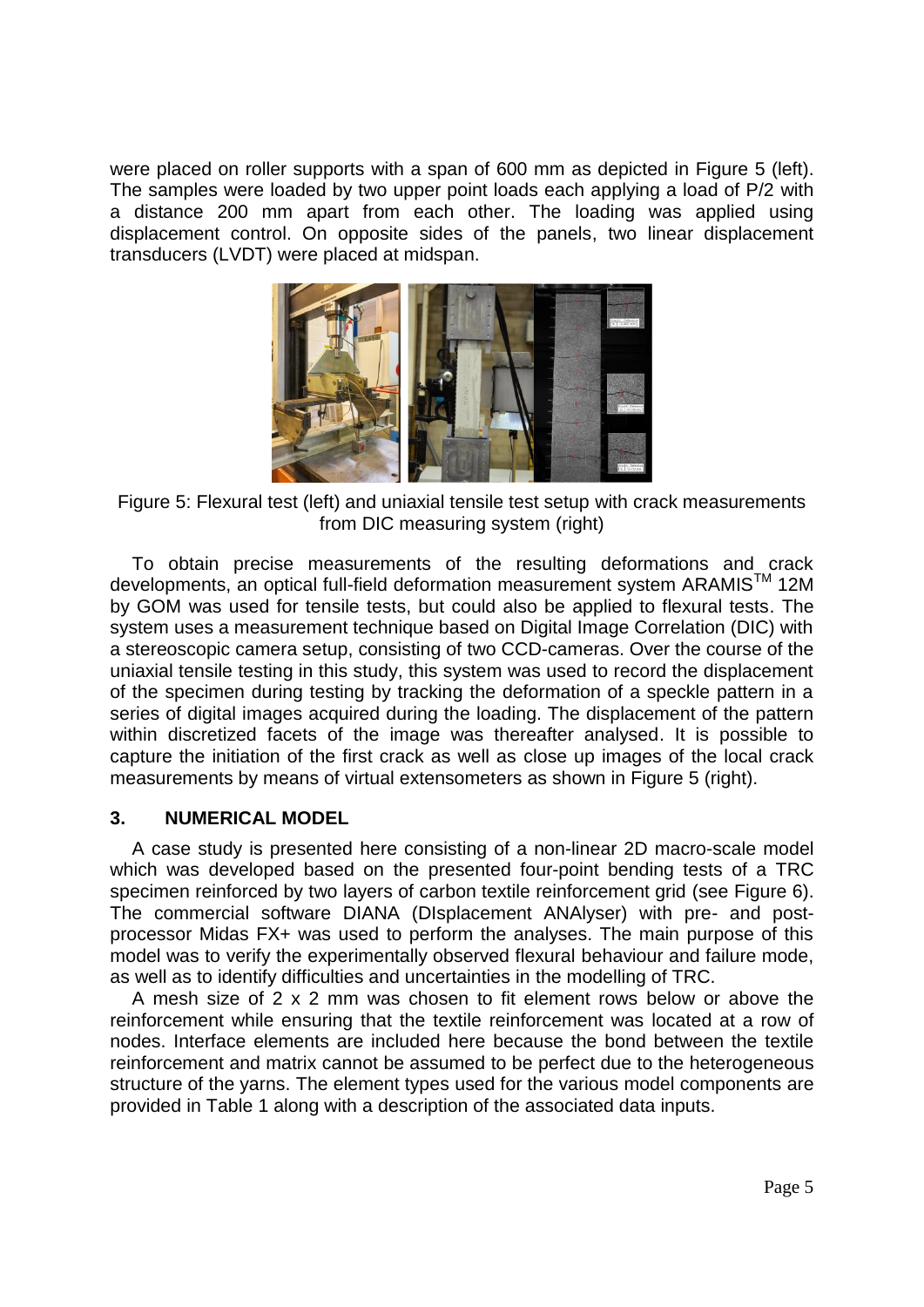were placed on roller supports with a span of 600 mm as depicted in Figure 5 (left). The samples were loaded by two upper point loads each applying a load of P/2 with a distance 200 mm apart from each other. The loading was applied using displacement control. On opposite sides of the panels, two linear displacement transducers (LVDT) were placed at midspan.

Figure 5: Flexural test (left) and uniaxial tensile test setup with crack measurements from DIC measuring system (right)

To obtain precise measurements of the resulting deformations and crack developments, an optical full-field deformation measurement system ARAMIS$^{TM}$ 12M by GOM was used for tensile tests, but could also be applied to flexural tests. The system uses a measurement technique based on Digital Image Correlation (DIC) with a stereoscopic camera setup, consisting of two CCD-cameras. Over the course of the uniaxial tensile testing in this study, this system was used to record the displacement of the specimen during testing by tracking the deformation of a speckle pattern in a series of digital images acquired during the loading. The displacement of the pattern within discretized facets of the image was thereafter analysed. It is possible to capture the initiation of the first crack as well as close up images of the local crack measurements by means of virtual extensometers as shown in Figure 5 (right).

## 3. NUMERICAL MODEL

A case study is presented here consisting of a non-linear 2D macro-scale model which was developed based on the presented four-point bending tests of a TRC specimen reinforced by two layers of carbon textile reinforcement grid (see Figure 6). The commercial software DIANA (DIsplacement ANAlyser) with pre- and post-processor Midas FX+ was used to perform the analyses. The main purpose of this model was to verify the experimentally observed flexural behaviour and failure mode, as well as to identify difficulties and uncertainties in the modelling of TRC.

A mesh size of 2 x 2 mm was chosen to fit element rows below or above the reinforcement while ensuring that the textile reinforcement was located at a row of nodes. Interface elements are included here because the bond between the textile reinforcement and matrix cannot be assumed to be perfect due to the heterogeneous structure of the yarns. The element types used for the various model components are provided in Table 1 along with a description of the associated data inputs.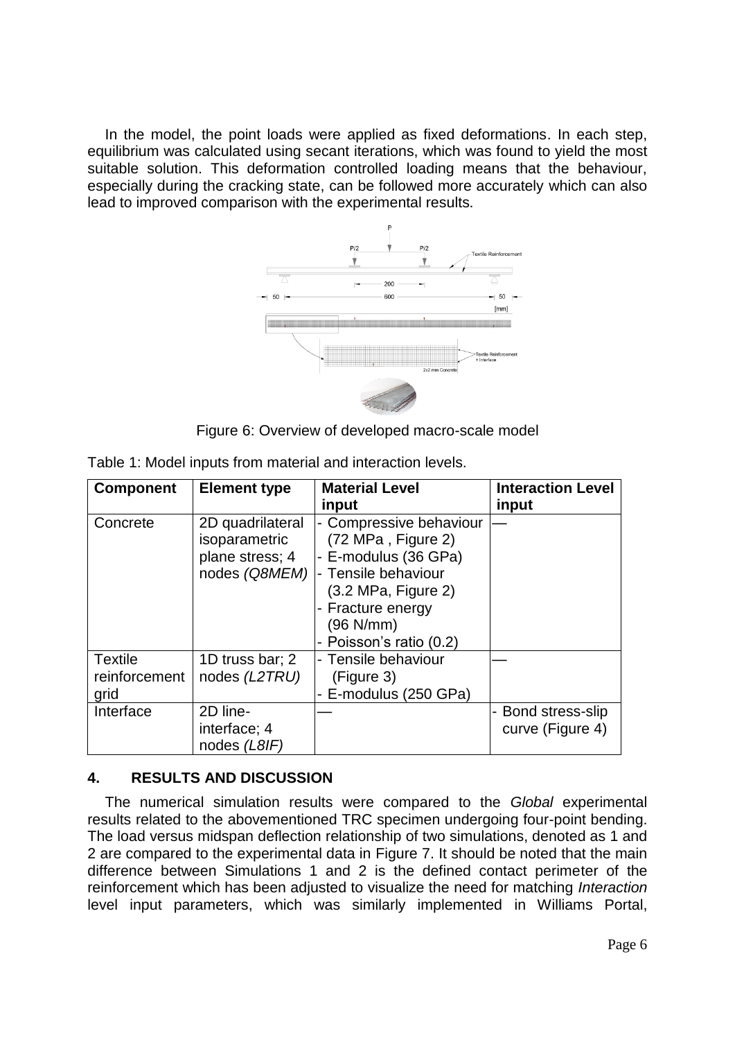In the model, the point loads were applied as fixed deformations. In each step, equilibrium was calculated using secant iterations, which was found to yield the most suitable solution. This deformation controlled loading means that the behaviour, especially during the cracking state, can be followed more accurately which can also lead to improved comparison with the experimental results.

Figure 6: Overview of developed macro-scale model

Table 1: Model inputs from material and interaction levels.

| Component | Element type | Material Level input | Interaction Level input |
|---|---|---|---|
| Concrete | 2D quadrilateral isoparametric plane stress; 4 nodes *(Q8MEM)* | - Compressive behaviour (72 MPa , Figure 2)<br>- E-modulus (36 GPa)<br>- Tensile behaviour (3.2 MPa, Figure 2)<br>- Fracture energy (96 N/mm)<br>- Poisson's ratio (0.2) | — |
| Textile reinforcement grid | 1D truss bar; 2 nodes *(L2TRU)* | - Tensile behaviour (Figure 3)<br>- E-modulus (250 GPa) | — |
| Interface | 2D line-interface; 4 nodes *(L8IF)* | — | - Bond stress-slip curve (Figure 4) |

## 4. RESULTS AND DISCUSSION

The numerical simulation results were compared to the *Global* experimental results related to the abovementioned TRC specimen undergoing four-point bending. The load versus midspan deflection relationship of two simulations, denoted as 1 and 2 are compared to the experimental data in Figure 7. It should be noted that the main difference between Simulations 1 and 2 is the defined contact perimeter of the reinforcement which has been adjusted to visualize the need for matching *Interaction* level input parameters, which was similarly implemented in Williams Portal,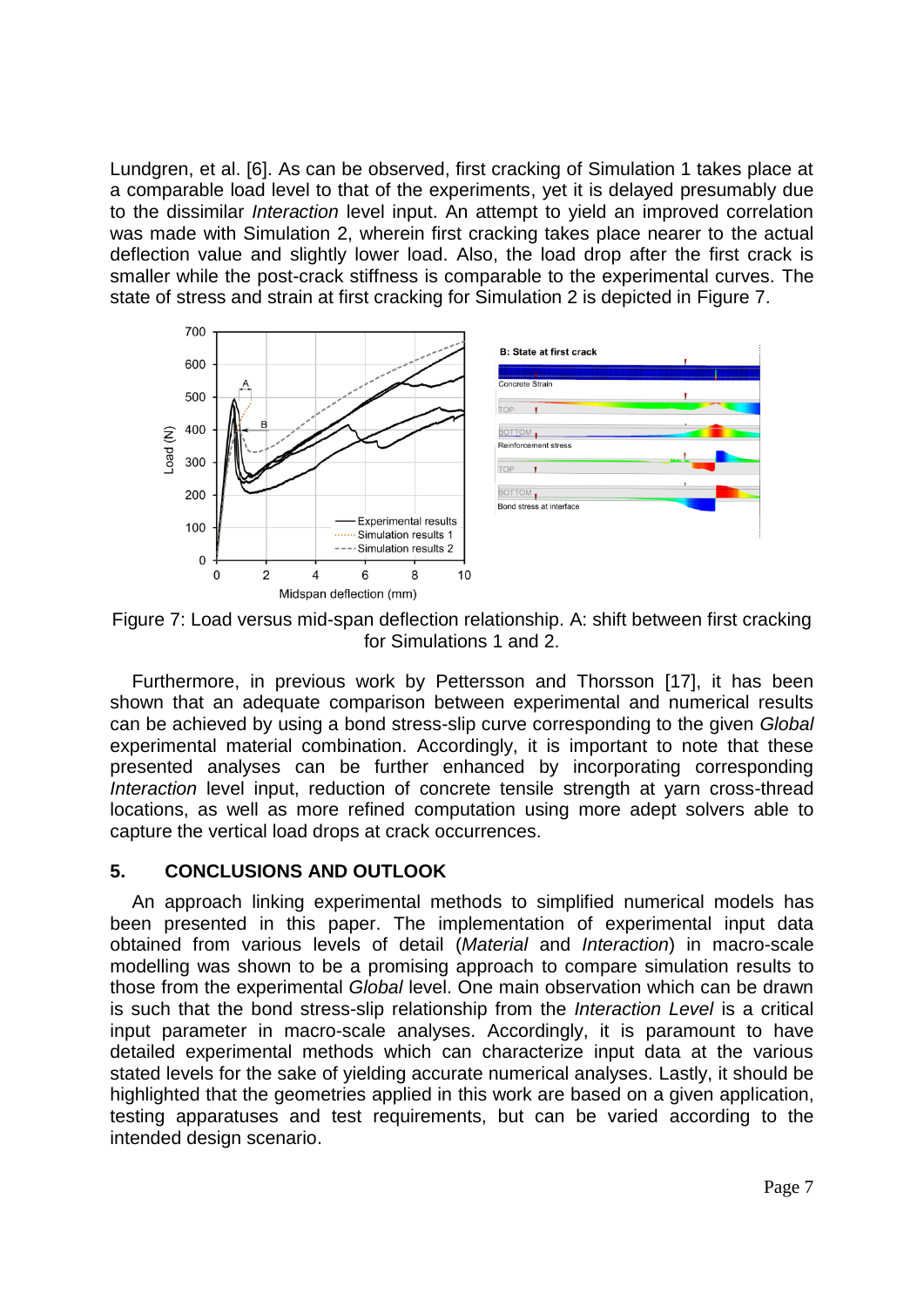Lundgren, et al. [6]. As can be observed, first cracking of Simulation 1 takes place at a comparable load level to that of the experiments, yet it is delayed presumably due to the dissimilar *Interaction* level input. An attempt to yield an improved correlation was made with Simulation 2, wherein first cracking takes place nearer to the actual deflection value and slightly lower load. Also, the load drop after the first crack is smaller while the post-crack stiffness is comparable to the experimental curves. The state of stress and strain at first cracking for Simulation 2 is depicted in Figure 7.

Figure 7: Load versus mid-span deflection relationship. A: shift between first cracking for Simulations 1 and 2.

Furthermore, in previous work by Pettersson and Thorsson [17], it has been shown that an adequate comparison between experimental and numerical results can be achieved by using a bond stress-slip curve corresponding to the given *Global* experimental material combination. Accordingly, it is important to note that these presented analyses can be further enhanced by incorporating corresponding *Interaction* level input, reduction of concrete tensile strength at yarn cross-thread locations, as well as more refined computation using more adept solvers able to capture the vertical load drops at crack occurrences.

## 5. CONCLUSIONS AND OUTLOOK

An approach linking experimental methods to simplified numerical models has been presented in this paper. The implementation of experimental input data obtained from various levels of detail (*Material* and *Interaction*) in macro-scale modelling was shown to be a promising approach to compare simulation results to those from the experimental *Global* level. One main observation which can be drawn is such that the bond stress-slip relationship from the *Interaction Level* is a critical input parameter in macro-scale analyses. Accordingly, it is paramount to have detailed experimental methods which can characterize input data at the various stated levels for the sake of yielding accurate numerical analyses. Lastly, it should be highlighted that the geometries applied in this work are based on a given application, testing apparatuses and test requirements, but can be varied according to the intended design scenario.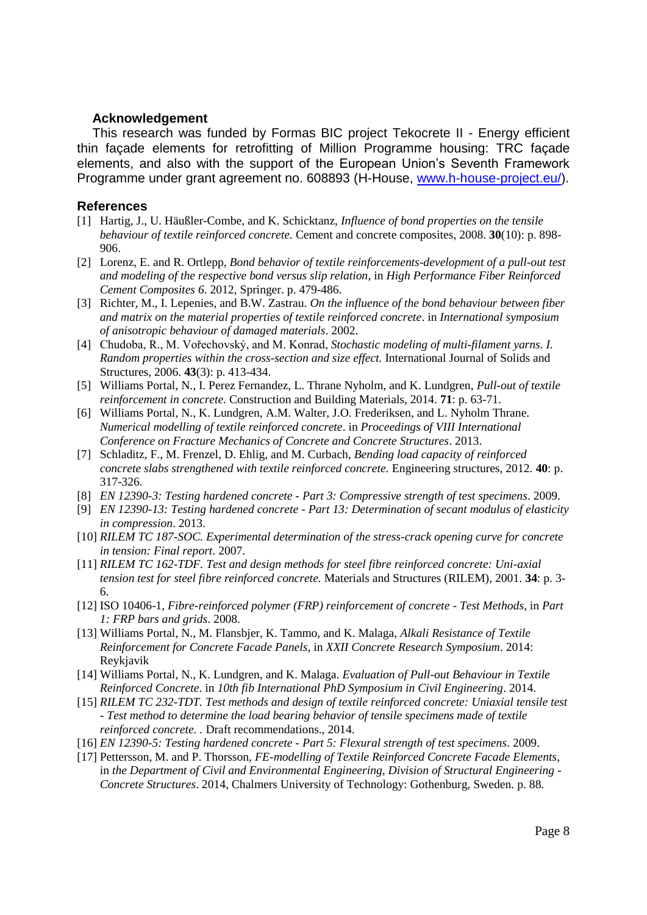## Acknowledgement

This research was funded by Formas BIC project Tekocrete II - Energy efficient thin façade elements for retrofitting of Million Programme housing: TRC façade elements, and also with the support of the European Union's Seventh Framework Programme under grant agreement no. 608893 (H-House, [www.h-house-project.eu/](http://www.h-house-project.eu/)).

## References

[1] Hartig, J., U. Häußler-Combe, and K. Schicktanz, *Influence of bond properties on the tensile behaviour of textile reinforced concrete.* Cement and concrete composites, 2008. **30**(10): p. 898-906.

[2] Lorenz, E. and R. Ortlepp, *Bond behavior of textile reinforcements-development of a pull-out test and modeling of the respective bond versus slip relation*, in *High Performance Fiber Reinforced Cement Composites 6*. 2012, Springer. p. 479-486.

[3] Richter, M., I. Lepenies, and B.W. Zastrau. *On the influence of the bond behaviour between fiber and matrix on the material properties of textile reinforced concrete*. in *International symposium of anisotropic behaviour of damaged materials*. 2002.

[4] Chudoba, R., M. Vořechovský, and M. Konrad, *Stochastic modeling of multi-filament yarns. I. Random properties within the cross-section and size effect.* International Journal of Solids and Structures, 2006. **43**(3): p. 413-434.

[5] Williams Portal, N., I. Perez Fernandez, L. Thrane Nyholm, and K. Lundgren, *Pull-out of textile reinforcement in concrete.* Construction and Building Materials, 2014. **71**: p. 63-71.

[6] Williams Portal, N., K. Lundgren, A.M. Walter, J.O. Frederiksen, and L. Nyholm Thrane. *Numerical modelling of textile reinforced concrete*. in *Proceedings of VIII International Conference on Fracture Mechanics of Concrete and Concrete Structures*. 2013.

[7] Schladitz, F., M. Frenzel, D. Ehlig, and M. Curbach, *Bending load capacity of reinforced concrete slabs strengthened with textile reinforced concrete.* Engineering structures, 2012. **40**: p. 317-326.

[8] *EN 12390-3: Testing hardened concrete - Part 3: Compressive strength of test specimens*. 2009.

[9] *EN 12390-13: Testing hardened concrete - Part 13: Determination of secant modulus of elasticity in compression*. 2013.

[10] *RILEM TC 187-SOC. Experimental determination of the stress-crack opening curve for concrete in tension: Final report*. 2007.

[11] *RILEM TC 162-TDF. Test and design methods for steel fibre reinforced concrete: Uni-axial tension test for steel fibre reinforced concrete.* Materials and Structures (RILEM), 2001. **34**: p. 3-6.

[12] ISO 10406-1, *Fibre-reinforced polymer (FRP) reinforcement of concrete - Test Methods*, in *Part 1: FRP bars and grids*. 2008.

[13] Williams Portal, N., M. Flansbjer, K. Tammo, and K. Malaga, *Alkali Resistance of Textile Reinforcement for Concrete Facade Panels*, in *XXII Concrete Research Symposium*. 2014: Reykjavik

[14] Williams Portal, N., K. Lundgren, and K. Malaga. *Evaluation of Pull-out Behaviour in Textile Reinforced Concrete*. in *10th fib International PhD Symposium in Civil Engineering*. 2014.

[15] *RILEM TC 232-TDT. Test methods and design of textile reinforced concrete: Uniaxial tensile test - Test method to determine the load bearing behavior of tensile specimens made of textile reinforced concrete.* . Draft recommendations., 2014.

[16] *EN 12390-5: Testing hardened concrete - Part 5: Flexural strength of test specimens*. 2009.

[17] Pettersson, M. and P. Thorsson, *FE-modelling of Textile Reinforced Concrete Facade Elements*, in *the Department of Civil and Environmental Engineering, Division of Structural Engineering - Concrete Structures*. 2014, Chalmers University of Technology: Gothenburg, Sweden. p. 88.